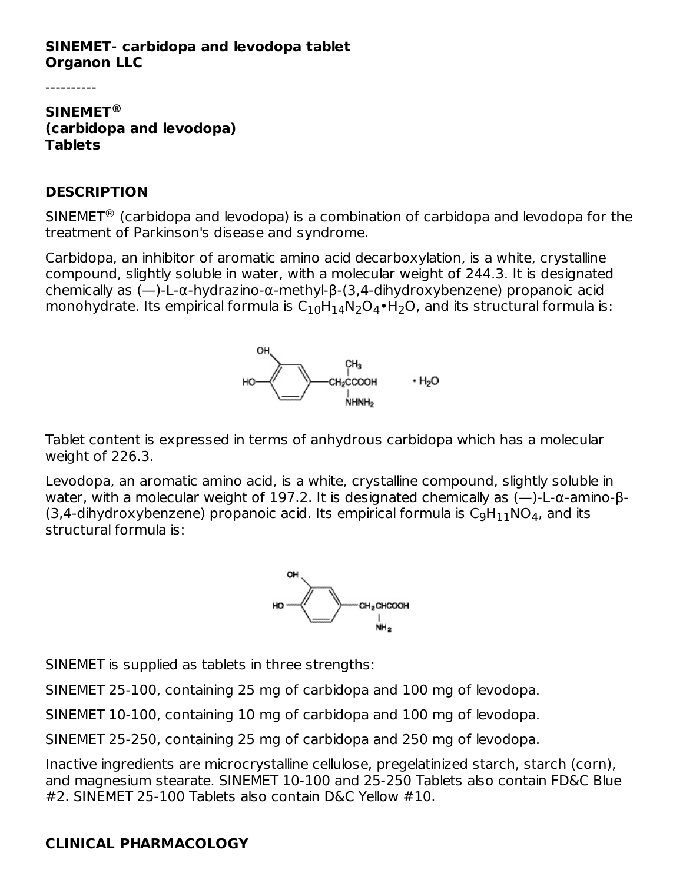**SINEMET- carbidopa and levodopa tablet**
**Organon LLC**

----------

## SINEMET®
## (carbidopa and levodopa)
## Tablets

## DESCRIPTION

SINEMET® (carbidopa and levodopa) is a combination of carbidopa and levodopa for the treatment of Parkinson's disease and syndrome.

Carbidopa, an inhibitor of aromatic amino acid decarboxylation, is a white, crystalline compound, slightly soluble in water, with a molecular weight of 244.3. It is designated chemically as (—)-L-α-hydrazino-α-methyl-β-(3,4-dihydroxybenzene) propanoic acid monohydrate. Its empirical formula is $C_{10}H_{14}N_2O_4 \cdot H_2O$, and its structural formula is:

Tablet content is expressed in terms of anhydrous carbidopa which has a molecular weight of 226.3.

Levodopa, an aromatic amino acid, is a white, crystalline compound, slightly soluble in water, with a molecular weight of 197.2. It is designated chemically as (—)-L-α-amino-β-(3,4-dihydroxybenzene) propanoic acid. Its empirical formula is $C_9H_{11}NO_4$, and its structural formula is:

SINEMET is supplied as tablets in three strengths:

SINEMET 25-100, containing 25 mg of carbidopa and 100 mg of levodopa.

SINEMET 10-100, containing 10 mg of carbidopa and 100 mg of levodopa.

SINEMET 25-250, containing 25 mg of carbidopa and 250 mg of levodopa.

Inactive ingredients are microcrystalline cellulose, pregelatinized starch, starch (corn), and magnesium stearate. SINEMET 10-100 and 25-250 Tablets also contain FD&C Blue #2. SINEMET 25-100 Tablets also contain D&C Yellow #10.

## CLINICAL PHARMACOLOGY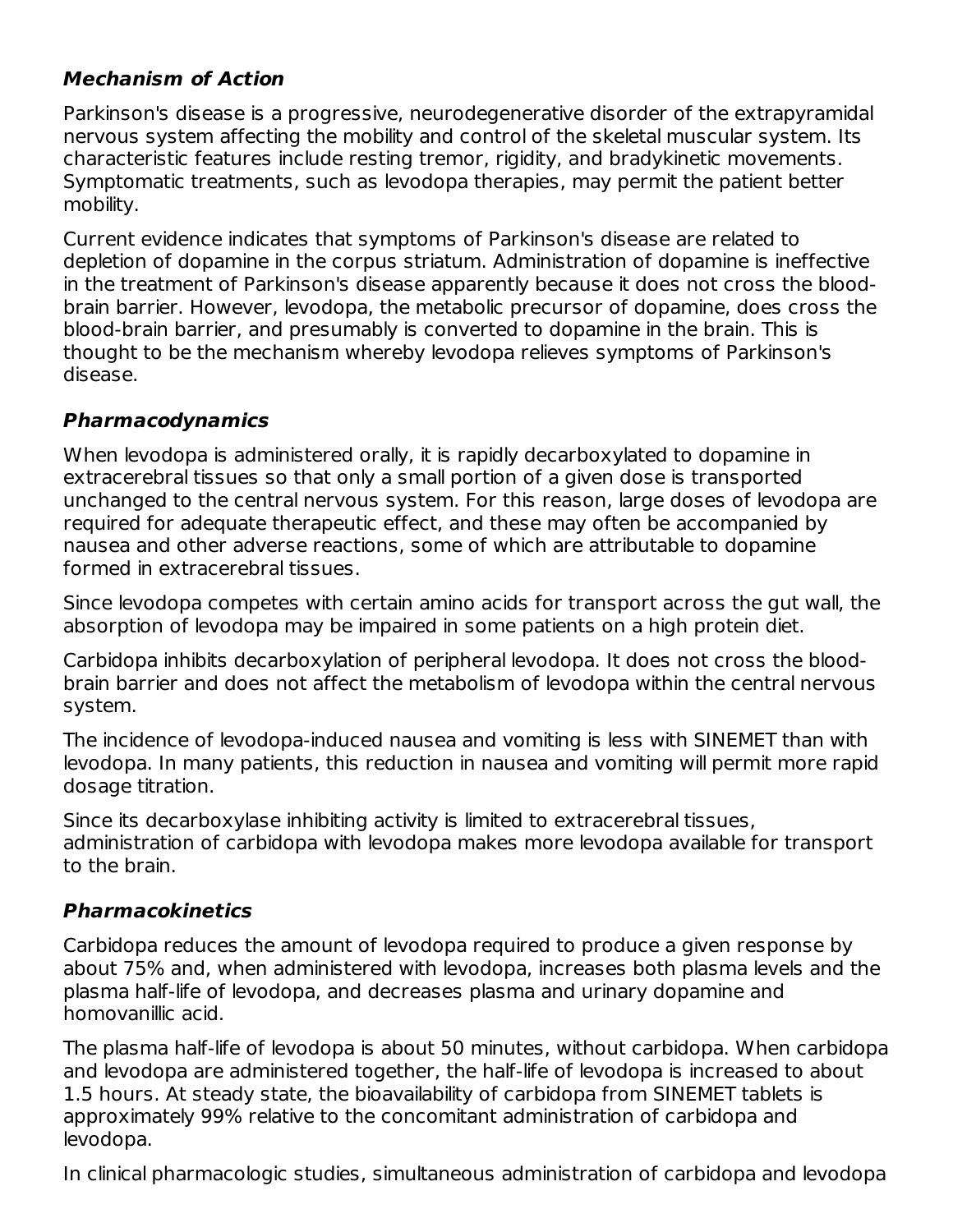### *Mechanism of Action*

Parkinson's disease is a progressive, neurodegenerative disorder of the extrapyramidal nervous system affecting the mobility and control of the skeletal muscular system. Its characteristic features include resting tremor, rigidity, and bradykinetic movements. Symptomatic treatments, such as levodopa therapies, may permit the patient better mobility.

Current evidence indicates that symptoms of Parkinson's disease are related to depletion of dopamine in the corpus striatum. Administration of dopamine is ineffective in the treatment of Parkinson's disease apparently because it does not cross the blood-brain barrier. However, levodopa, the metabolic precursor of dopamine, does cross the blood-brain barrier, and presumably is converted to dopamine in the brain. This is thought to be the mechanism whereby levodopa relieves symptoms of Parkinson's disease.

### *Pharmacodynamics*

When levodopa is administered orally, it is rapidly decarboxylated to dopamine in extracerebral tissues so that only a small portion of a given dose is transported unchanged to the central nervous system. For this reason, large doses of levodopa are required for adequate therapeutic effect, and these may often be accompanied by nausea and other adverse reactions, some of which are attributable to dopamine formed in extracerebral tissues.

Since levodopa competes with certain amino acids for transport across the gut wall, the absorption of levodopa may be impaired in some patients on a high protein diet.

Carbidopa inhibits decarboxylation of peripheral levodopa. It does not cross the blood-brain barrier and does not affect the metabolism of levodopa within the central nervous system.

The incidence of levodopa-induced nausea and vomiting is less with SINEMET than with levodopa. In many patients, this reduction in nausea and vomiting will permit more rapid dosage titration.

Since its decarboxylase inhibiting activity is limited to extracerebral tissues, administration of carbidopa with levodopa makes more levodopa available for transport to the brain.

### *Pharmacokinetics*

Carbidopa reduces the amount of levodopa required to produce a given response by about 75% and, when administered with levodopa, increases both plasma levels and the plasma half-life of levodopa, and decreases plasma and urinary dopamine and homovanillic acid.

The plasma half-life of levodopa is about 50 minutes, without carbidopa. When carbidopa and levodopa are administered together, the half-life of levodopa is increased to about 1.5 hours. At steady state, the bioavailability of carbidopa from SINEMET tablets is approximately 99% relative to the concomitant administration of carbidopa and levodopa.

In clinical pharmacologic studies, simultaneous administration of carbidopa and levodopa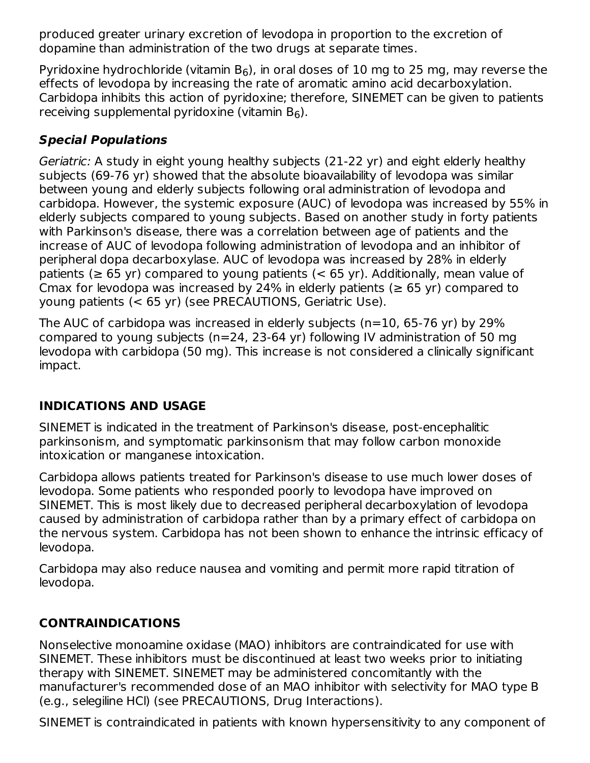produced greater urinary excretion of levodopa in proportion to the excretion of dopamine than administration of the two drugs at separate times.

Pyridoxine hydrochloride (vitamin $B_6$), in oral doses of 10 mg to 25 mg, may reverse the effects of levodopa by increasing the rate of aromatic amino acid decarboxylation. Carbidopa inhibits this action of pyridoxine; therefore, SINEMET can be given to patients receiving supplemental pyridoxine (vitamin $B_6$).

### *Special Populations*

*Geriatric:* A study in eight young healthy subjects (21-22 yr) and eight elderly healthy subjects (69-76 yr) showed that the absolute bioavailability of levodopa was similar between young and elderly subjects following oral administration of levodopa and carbidopa. However, the systemic exposure (AUC) of levodopa was increased by 55% in elderly subjects compared to young subjects. Based on another study in forty patients with Parkinson's disease, there was a correlation between age of patients and the increase of AUC of levodopa following administration of levodopa and an inhibitor of peripheral dopa decarboxylase. AUC of levodopa was increased by 28% in elderly patients (≥ 65 yr) compared to young patients (< 65 yr). Additionally, mean value of Cmax for levodopa was increased by 24% in elderly patients (≥ 65 yr) compared to young patients (< 65 yr) (see PRECAUTIONS, Geriatric Use).

The AUC of carbidopa was increased in elderly subjects (n=10, 65-76 yr) by 29% compared to young subjects (n=24, 23-64 yr) following IV administration of 50 mg levodopa with carbidopa (50 mg). This increase is not considered a clinically significant impact.

## INDICATIONS AND USAGE

SINEMET is indicated in the treatment of Parkinson's disease, post-encephalitic parkinsonism, and symptomatic parkinsonism that may follow carbon monoxide intoxication or manganese intoxication.

Carbidopa allows patients treated for Parkinson's disease to use much lower doses of levodopa. Some patients who responded poorly to levodopa have improved on SINEMET. This is most likely due to decreased peripheral decarboxylation of levodopa caused by administration of carbidopa rather than by a primary effect of carbidopa on the nervous system. Carbidopa has not been shown to enhance the intrinsic efficacy of levodopa.

Carbidopa may also reduce nausea and vomiting and permit more rapid titration of levodopa.

## CONTRAINDICATIONS

Nonselective monoamine oxidase (MAO) inhibitors are contraindicated for use with SINEMET. These inhibitors must be discontinued at least two weeks prior to initiating therapy with SINEMET. SINEMET may be administered concomitantly with the manufacturer's recommended dose of an MAO inhibitor with selectivity for MAO type B (e.g., selegiline HCl) (see PRECAUTIONS, Drug Interactions).

SINEMET is contraindicated in patients with known hypersensitivity to any component of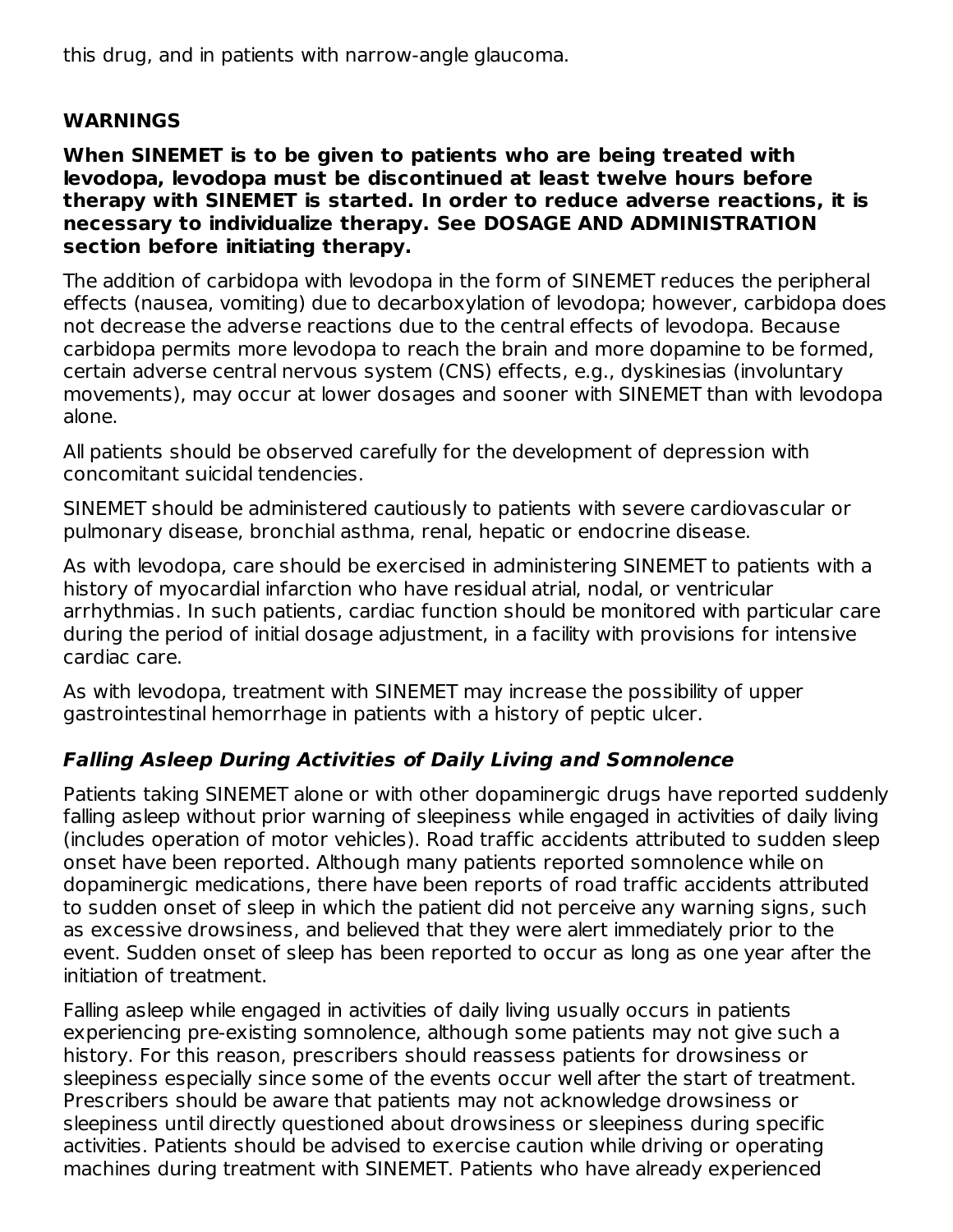this drug, and in patients with narrow-angle glaucoma.

## WARNINGS

**When SINEMET is to be given to patients who are being treated with levodopa, levodopa must be discontinued at least twelve hours before therapy with SINEMET is started. In order to reduce adverse reactions, it is necessary to individualize therapy. See DOSAGE AND ADMINISTRATION section before initiating therapy.**

The addition of carbidopa with levodopa in the form of SINEMET reduces the peripheral effects (nausea, vomiting) due to decarboxylation of levodopa; however, carbidopa does not decrease the adverse reactions due to the central effects of levodopa. Because carbidopa permits more levodopa to reach the brain and more dopamine to be formed, certain adverse central nervous system (CNS) effects, e.g., dyskinesias (involuntary movements), may occur at lower dosages and sooner with SINEMET than with levodopa alone.

All patients should be observed carefully for the development of depression with concomitant suicidal tendencies.

SINEMET should be administered cautiously to patients with severe cardiovascular or pulmonary disease, bronchial asthma, renal, hepatic or endocrine disease.

As with levodopa, care should be exercised in administering SINEMET to patients with a history of myocardial infarction who have residual atrial, nodal, or ventricular arrhythmias. In such patients, cardiac function should be monitored with particular care during the period of initial dosage adjustment, in a facility with provisions for intensive cardiac care.

As with levodopa, treatment with SINEMET may increase the possibility of upper gastrointestinal hemorrhage in patients with a history of peptic ulcer.

### *Falling Asleep During Activities of Daily Living and Somnolence*

Patients taking SINEMET alone or with other dopaminergic drugs have reported suddenly falling asleep without prior warning of sleepiness while engaged in activities of daily living (includes operation of motor vehicles). Road traffic accidents attributed to sudden sleep onset have been reported. Although many patients reported somnolence while on dopaminergic medications, there have been reports of road traffic accidents attributed to sudden onset of sleep in which the patient did not perceive any warning signs, such as excessive drowsiness, and believed that they were alert immediately prior to the event. Sudden onset of sleep has been reported to occur as long as one year after the initiation of treatment.

Falling asleep while engaged in activities of daily living usually occurs in patients experiencing pre-existing somnolence, although some patients may not give such a history. For this reason, prescribers should reassess patients for drowsiness or sleepiness especially since some of the events occur well after the start of treatment. Prescribers should be aware that patients may not acknowledge drowsiness or sleepiness until directly questioned about drowsiness or sleepiness during specific activities. Patients should be advised to exercise caution while driving or operating machines during treatment with SINEMET. Patients who have already experienced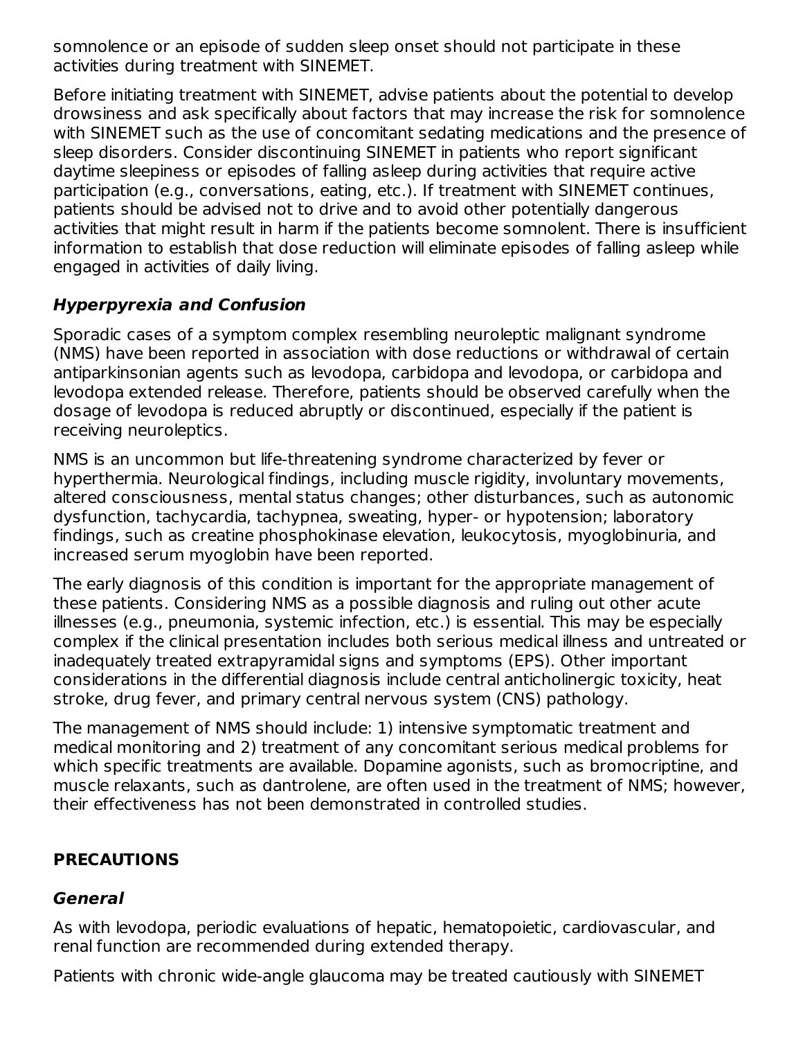somnolence or an episode of sudden sleep onset should not participate in these activities during treatment with SINEMET.

Before initiating treatment with SINEMET, advise patients about the potential to develop drowsiness and ask specifically about factors that may increase the risk for somnolence with SINEMET such as the use of concomitant sedating medications and the presence of sleep disorders. Consider discontinuing SINEMET in patients who report significant daytime sleepiness or episodes of falling asleep during activities that require active participation (e.g., conversations, eating, etc.). If treatment with SINEMET continues, patients should be advised not to drive and to avoid other potentially dangerous activities that might result in harm if the patients become somnolent. There is insufficient information to establish that dose reduction will eliminate episodes of falling asleep while engaged in activities of daily living.

### ***Hyperpyrexia and Confusion***

Sporadic cases of a symptom complex resembling neuroleptic malignant syndrome (NMS) have been reported in association with dose reductions or withdrawal of certain antiparkinsonian agents such as levodopa, carbidopa and levodopa, or carbidopa and levodopa extended release. Therefore, patients should be observed carefully when the dosage of levodopa is reduced abruptly or discontinued, especially if the patient is receiving neuroleptics.

NMS is an uncommon but life-threatening syndrome characterized by fever or hyperthermia. Neurological findings, including muscle rigidity, involuntary movements, altered consciousness, mental status changes; other disturbances, such as autonomic dysfunction, tachycardia, tachypnea, sweating, hyper- or hypotension; laboratory findings, such as creatine phosphokinase elevation, leukocytosis, myoglobinuria, and increased serum myoglobin have been reported.

The early diagnosis of this condition is important for the appropriate management of these patients. Considering NMS as a possible diagnosis and ruling out other acute illnesses (e.g., pneumonia, systemic infection, etc.) is essential. This may be especially complex if the clinical presentation includes both serious medical illness and untreated or inadequately treated extrapyramidal signs and symptoms (EPS). Other important considerations in the differential diagnosis include central anticholinergic toxicity, heat stroke, drug fever, and primary central nervous system (CNS) pathology.

The management of NMS should include: 1) intensive symptomatic treatment and medical monitoring and 2) treatment of any concomitant serious medical problems for which specific treatments are available. Dopamine agonists, such as bromocriptine, and muscle relaxants, such as dantrolene, are often used in the treatment of NMS; however, their effectiveness has not been demonstrated in controlled studies.

## PRECAUTIONS

### ***General***

As with levodopa, periodic evaluations of hepatic, hematopoietic, cardiovascular, and renal function are recommended during extended therapy.

Patients with chronic wide-angle glaucoma may be treated cautiously with SINEMET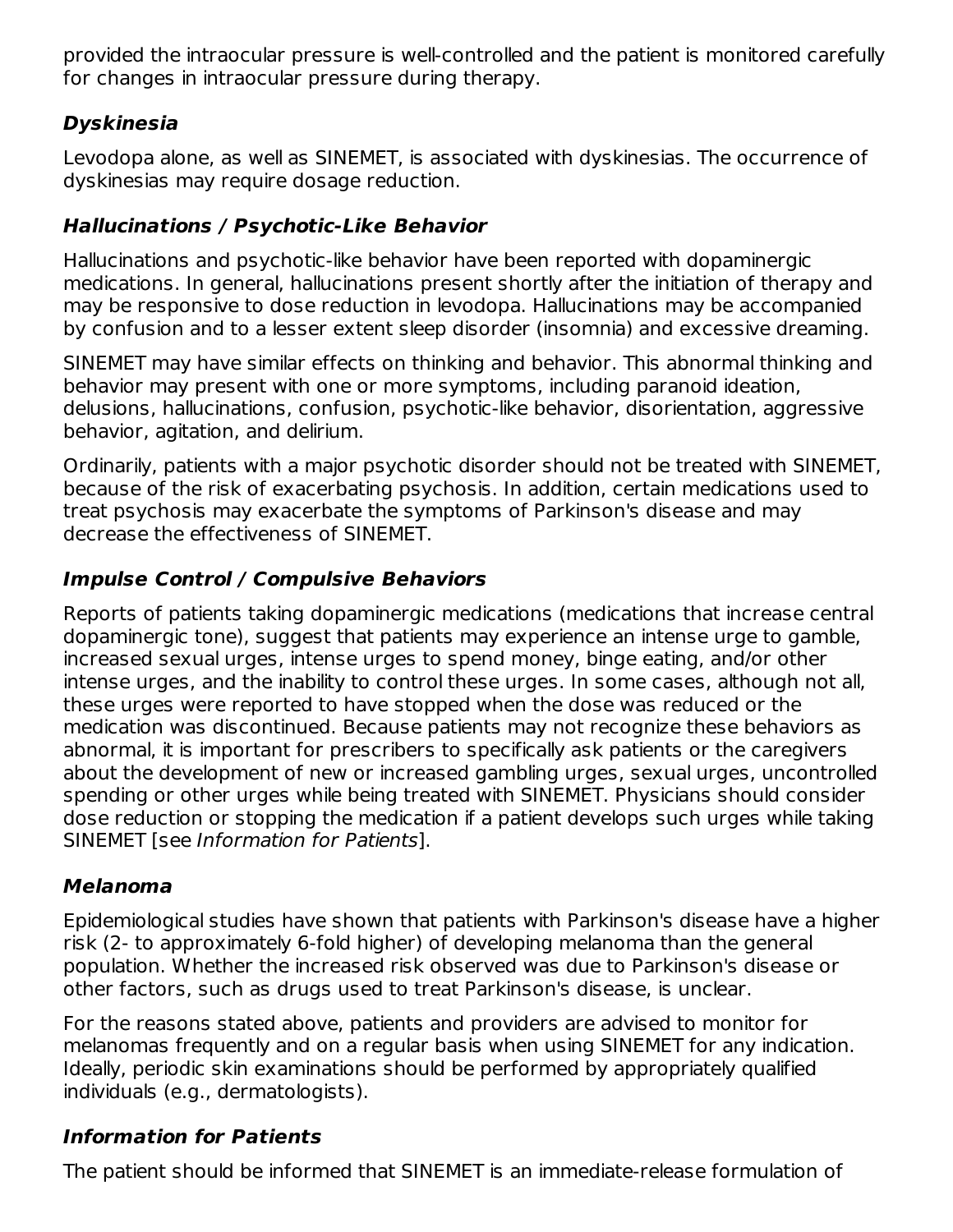provided the intraocular pressure is well-controlled and the patient is monitored carefully for changes in intraocular pressure during therapy.

### *Dyskinesia*

Levodopa alone, as well as SINEMET, is associated with dyskinesias. The occurrence of dyskinesias may require dosage reduction.

### *Hallucinations / Psychotic-Like Behavior*

Hallucinations and psychotic-like behavior have been reported with dopaminergic medications. In general, hallucinations present shortly after the initiation of therapy and may be responsive to dose reduction in levodopa. Hallucinations may be accompanied by confusion and to a lesser extent sleep disorder (insomnia) and excessive dreaming.

SINEMET may have similar effects on thinking and behavior. This abnormal thinking and behavior may present with one or more symptoms, including paranoid ideation, delusions, hallucinations, confusion, psychotic-like behavior, disorientation, aggressive behavior, agitation, and delirium.

Ordinarily, patients with a major psychotic disorder should not be treated with SINEMET, because of the risk of exacerbating psychosis. In addition, certain medications used to treat psychosis may exacerbate the symptoms of Parkinson's disease and may decrease the effectiveness of SINEMET.

### *Impulse Control / Compulsive Behaviors*

Reports of patients taking dopaminergic medications (medications that increase central dopaminergic tone), suggest that patients may experience an intense urge to gamble, increased sexual urges, intense urges to spend money, binge eating, and/or other intense urges, and the inability to control these urges. In some cases, although not all, these urges were reported to have stopped when the dose was reduced or the medication was discontinued. Because patients may not recognize these behaviors as abnormal, it is important for prescribers to specifically ask patients or the caregivers about the development of new or increased gambling urges, sexual urges, uncontrolled spending or other urges while being treated with SINEMET. Physicians should consider dose reduction or stopping the medication if a patient develops such urges while taking SINEMET [see *Information for Patients*].

### *Melanoma*

Epidemiological studies have shown that patients with Parkinson's disease have a higher risk (2- to approximately 6-fold higher) of developing melanoma than the general population. Whether the increased risk observed was due to Parkinson's disease or other factors, such as drugs used to treat Parkinson's disease, is unclear.

For the reasons stated above, patients and providers are advised to monitor for melanomas frequently and on a regular basis when using SINEMET for any indication. Ideally, periodic skin examinations should be performed by appropriately qualified individuals (e.g., dermatologists).

### *Information for Patients*

The patient should be informed that SINEMET is an immediate-release formulation of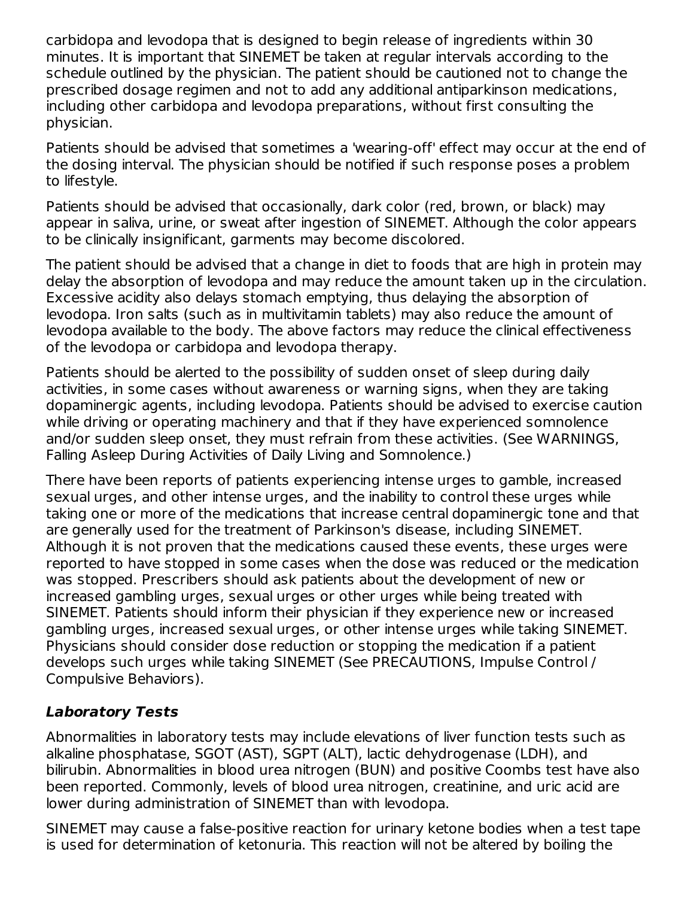carbidopa and levodopa that is designed to begin release of ingredients within 30 minutes. It is important that SINEMET be taken at regular intervals according to the schedule outlined by the physician. The patient should be cautioned not to change the prescribed dosage regimen and not to add any additional antiparkinson medications, including other carbidopa and levodopa preparations, without first consulting the physician.

Patients should be advised that sometimes a 'wearing-off' effect may occur at the end of the dosing interval. The physician should be notified if such response poses a problem to lifestyle.

Patients should be advised that occasionally, dark color (red, brown, or black) may appear in saliva, urine, or sweat after ingestion of SINEMET. Although the color appears to be clinically insignificant, garments may become discolored.

The patient should be advised that a change in diet to foods that are high in protein may delay the absorption of levodopa and may reduce the amount taken up in the circulation. Excessive acidity also delays stomach emptying, thus delaying the absorption of levodopa. Iron salts (such as in multivitamin tablets) may also reduce the amount of levodopa available to the body. The above factors may reduce the clinical effectiveness of the levodopa or carbidopa and levodopa therapy.

Patients should be alerted to the possibility of sudden onset of sleep during daily activities, in some cases without awareness or warning signs, when they are taking dopaminergic agents, including levodopa. Patients should be advised to exercise caution while driving or operating machinery and that if they have experienced somnolence and/or sudden sleep onset, they must refrain from these activities. (See WARNINGS, Falling Asleep During Activities of Daily Living and Somnolence.)

There have been reports of patients experiencing intense urges to gamble, increased sexual urges, and other intense urges, and the inability to control these urges while taking one or more of the medications that increase central dopaminergic tone and that are generally used for the treatment of Parkinson's disease, including SINEMET. Although it is not proven that the medications caused these events, these urges were reported to have stopped in some cases when the dose was reduced or the medication was stopped. Prescribers should ask patients about the development of new or increased gambling urges, sexual urges or other urges while being treated with SINEMET. Patients should inform their physician if they experience new or increased gambling urges, increased sexual urges, or other intense urges while taking SINEMET. Physicians should consider dose reduction or stopping the medication if a patient develops such urges while taking SINEMET (See PRECAUTIONS, Impulse Control / Compulsive Behaviors).

### ***Laboratory Tests***

Abnormalities in laboratory tests may include elevations of liver function tests such as alkaline phosphatase, SGOT (AST), SGPT (ALT), lactic dehydrogenase (LDH), and bilirubin. Abnormalities in blood urea nitrogen (BUN) and positive Coombs test have also been reported. Commonly, levels of blood urea nitrogen, creatinine, and uric acid are lower during administration of SINEMET than with levodopa.

SINEMET may cause a false-positive reaction for urinary ketone bodies when a test tape is used for determination of ketonuria. This reaction will not be altered by boiling the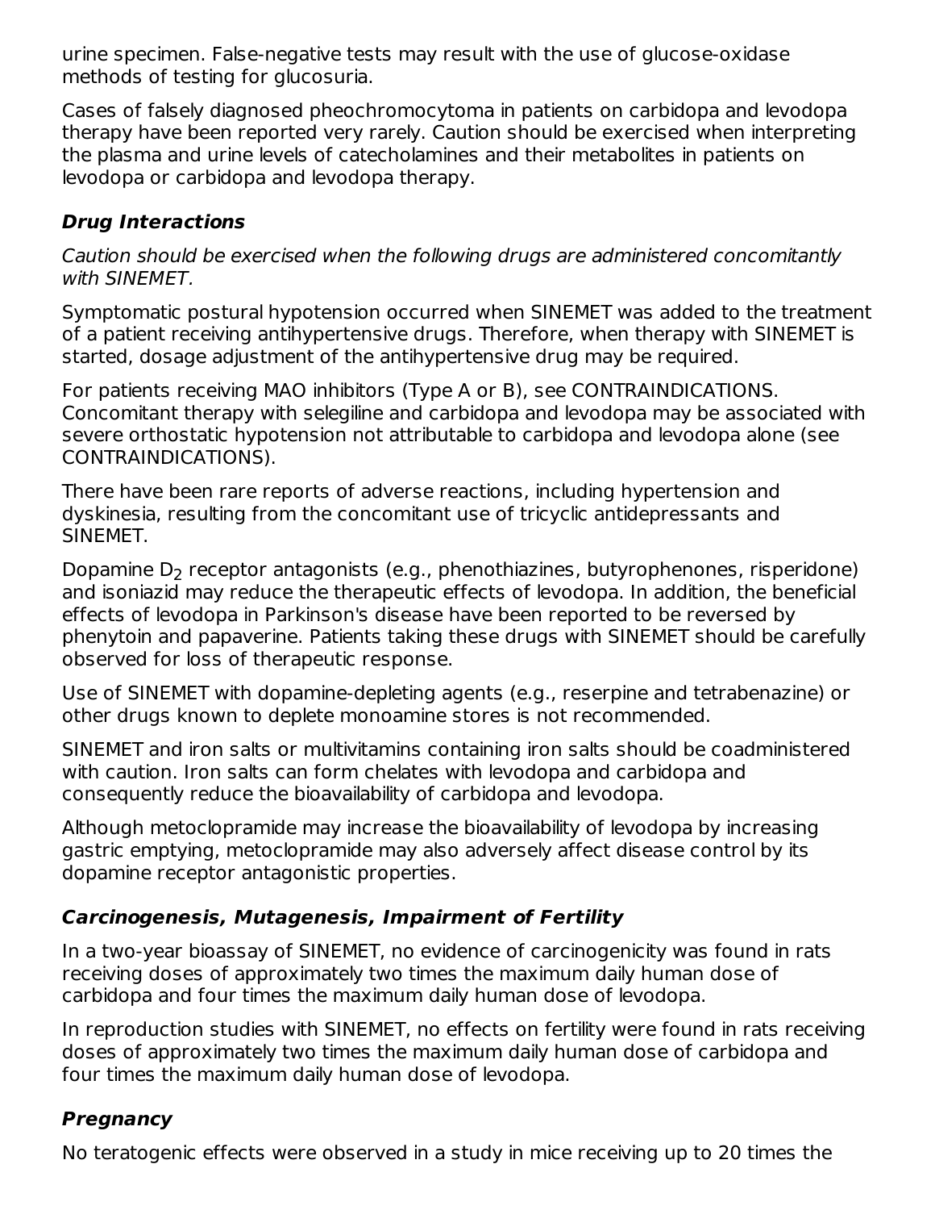urine specimen. False-negative tests may result with the use of glucose-oxidase methods of testing for glucosuria.

Cases of falsely diagnosed pheochromocytoma in patients on carbidopa and levodopa therapy have been reported very rarely. Caution should be exercised when interpreting the plasma and urine levels of catecholamines and their metabolites in patients on levodopa or carbidopa and levodopa therapy.

### *Drug Interactions*

*Caution should be exercised when the following drugs are administered concomitantly with SINEMET.*

Symptomatic postural hypotension occurred when SINEMET was added to the treatment of a patient receiving antihypertensive drugs. Therefore, when therapy with SINEMET is started, dosage adjustment of the antihypertensive drug may be required.

For patients receiving MAO inhibitors (Type A or B), see CONTRAINDICATIONS. Concomitant therapy with selegiline and carbidopa and levodopa may be associated with severe orthostatic hypotension not attributable to carbidopa and levodopa alone (see CONTRAINDICATIONS).

There have been rare reports of adverse reactions, including hypertension and dyskinesia, resulting from the concomitant use of tricyclic antidepressants and SINEMET.

Dopamine $D_2$ receptor antagonists (e.g., phenothiazines, butyrophenones, risperidone) and isoniazid may reduce the therapeutic effects of levodopa. In addition, the beneficial effects of levodopa in Parkinson's disease have been reported to be reversed by phenytoin and papaverine. Patients taking these drugs with SINEMET should be carefully observed for loss of therapeutic response.

Use of SINEMET with dopamine-depleting agents (e.g., reserpine and tetrabenazine) or other drugs known to deplete monoamine stores is not recommended.

SINEMET and iron salts or multivitamins containing iron salts should be coadministered with caution. Iron salts can form chelates with levodopa and carbidopa and consequently reduce the bioavailability of carbidopa and levodopa.

Although metoclopramide may increase the bioavailability of levodopa by increasing gastric emptying, metoclopramide may also adversely affect disease control by its dopamine receptor antagonistic properties.

### *Carcinogenesis, Mutagenesis, Impairment of Fertility*

In a two-year bioassay of SINEMET, no evidence of carcinogenicity was found in rats receiving doses of approximately two times the maximum daily human dose of carbidopa and four times the maximum daily human dose of levodopa.

In reproduction studies with SINEMET, no effects on fertility were found in rats receiving doses of approximately two times the maximum daily human dose of carbidopa and four times the maximum daily human dose of levodopa.

### *Pregnancy*

No teratogenic effects were observed in a study in mice receiving up to 20 times the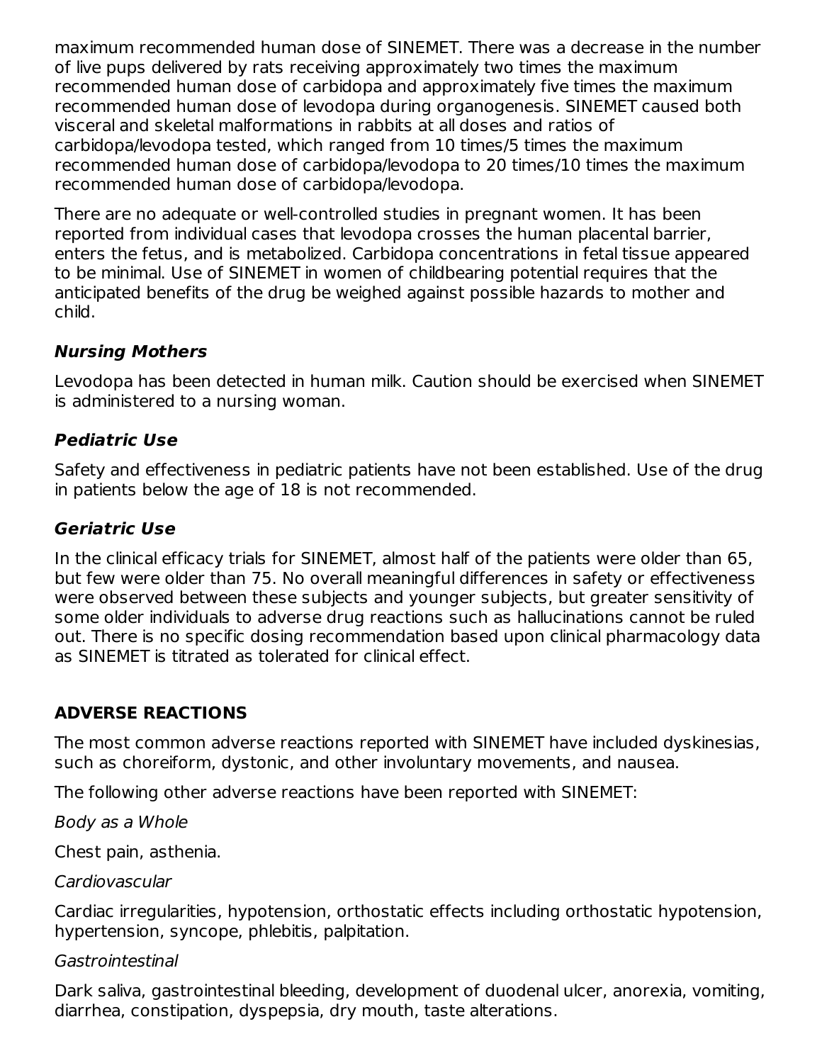maximum recommended human dose of SINEMET. There was a decrease in the number of live pups delivered by rats receiving approximately two times the maximum recommended human dose of carbidopa and approximately five times the maximum recommended human dose of levodopa during organogenesis. SINEMET caused both visceral and skeletal malformations in rabbits at all doses and ratios of carbidopa/levodopa tested, which ranged from 10 times/5 times the maximum recommended human dose of carbidopa/levodopa to 20 times/10 times the maximum recommended human dose of carbidopa/levodopa.

There are no adequate or well-controlled studies in pregnant women. It has been reported from individual cases that levodopa crosses the human placental barrier, enters the fetus, and is metabolized. Carbidopa concentrations in fetal tissue appeared to be minimal. Use of SINEMET in women of childbearing potential requires that the anticipated benefits of the drug be weighed against possible hazards to mother and child.

### *Nursing Mothers*

Levodopa has been detected in human milk. Caution should be exercised when SINEMET is administered to a nursing woman.

### *Pediatric Use*

Safety and effectiveness in pediatric patients have not been established. Use of the drug in patients below the age of 18 is not recommended.

### *Geriatric Use*

In the clinical efficacy trials for SINEMET, almost half of the patients were older than 65, but few were older than 75. No overall meaningful differences in safety or effectiveness were observed between these subjects and younger subjects, but greater sensitivity of some older individuals to adverse drug reactions such as hallucinations cannot be ruled out. There is no specific dosing recommendation based upon clinical pharmacology data as SINEMET is titrated as tolerated for clinical effect.

## ADVERSE REACTIONS

The most common adverse reactions reported with SINEMET have included dyskinesias, such as choreiform, dystonic, and other involuntary movements, and nausea.

The following other adverse reactions have been reported with SINEMET:

*Body as a Whole*

Chest pain, asthenia.

*Cardiovascular*

Cardiac irregularities, hypotension, orthostatic effects including orthostatic hypotension, hypertension, syncope, phlebitis, palpitation.

*Gastrointestinal*

Dark saliva, gastrointestinal bleeding, development of duodenal ulcer, anorexia, vomiting, diarrhea, constipation, dyspepsia, dry mouth, taste alterations.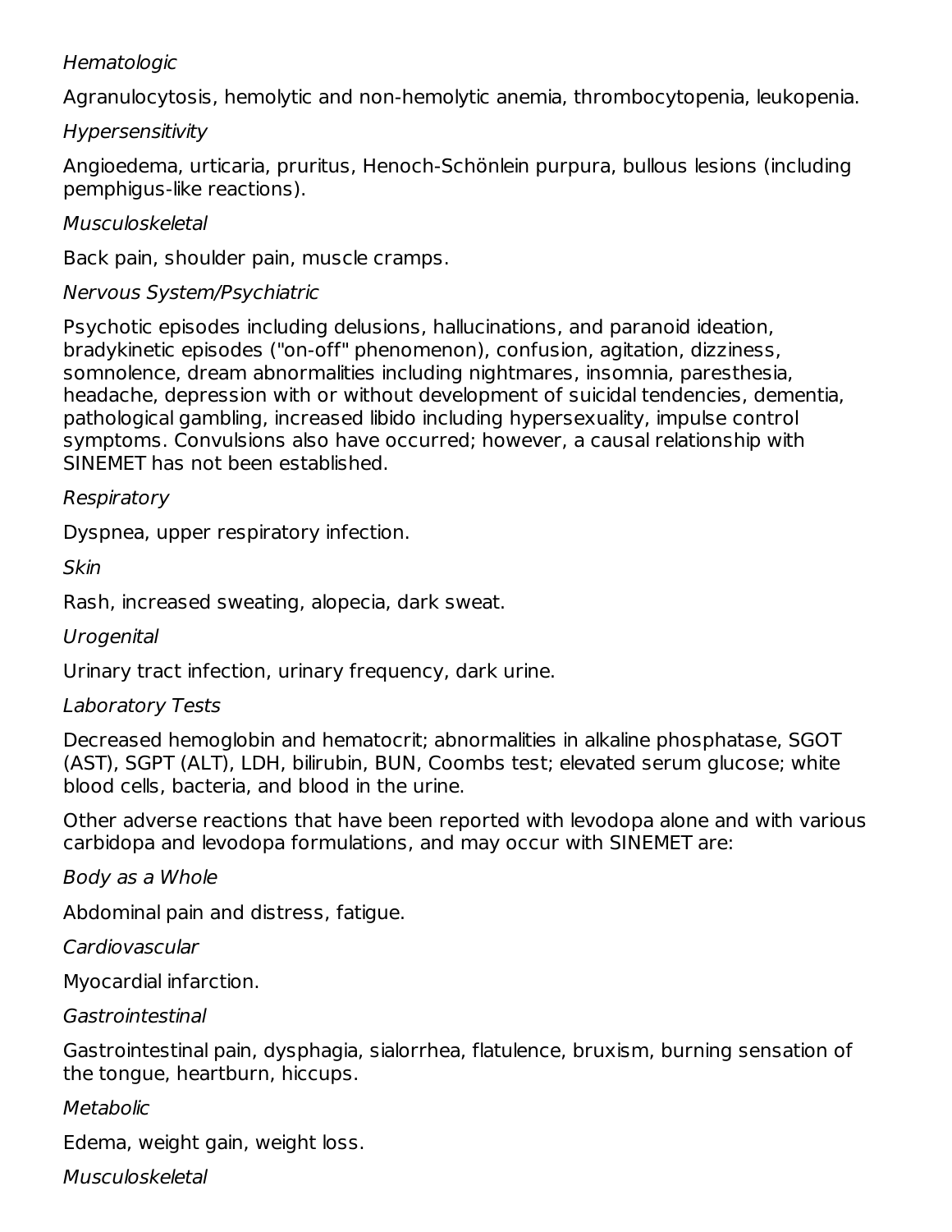*Hematologic*

Agranulocytosis, hemolytic and non-hemolytic anemia, thrombocytopenia, leukopenia.

*Hypersensitivity*

Angioedema, urticaria, pruritus, Henoch-Schönlein purpura, bullous lesions (including pemphigus-like reactions).

*Musculoskeletal*

Back pain, shoulder pain, muscle cramps.

*Nervous System/Psychiatric*

Psychotic episodes including delusions, hallucinations, and paranoid ideation, bradykinetic episodes ("on-off" phenomenon), confusion, agitation, dizziness, somnolence, dream abnormalities including nightmares, insomnia, paresthesia, headache, depression with or without development of suicidal tendencies, dementia, pathological gambling, increased libido including hypersexuality, impulse control symptoms. Convulsions also have occurred; however, a causal relationship with SINEMET has not been established.

*Respiratory*

Dyspnea, upper respiratory infection.

*Skin*

Rash, increased sweating, alopecia, dark sweat.

*Urogenital*

Urinary tract infection, urinary frequency, dark urine.

*Laboratory Tests*

Decreased hemoglobin and hematocrit; abnormalities in alkaline phosphatase, SGOT (AST), SGPT (ALT), LDH, bilirubin, BUN, Coombs test; elevated serum glucose; white blood cells, bacteria, and blood in the urine.

Other adverse reactions that have been reported with levodopa alone and with various carbidopa and levodopa formulations, and may occur with SINEMET are:

*Body as a Whole*

Abdominal pain and distress, fatigue.

*Cardiovascular*

Myocardial infarction.

*Gastrointestinal*

Gastrointestinal pain, dysphagia, sialorrhea, flatulence, bruxism, burning sensation of the tongue, heartburn, hiccups.

*Metabolic*

Edema, weight gain, weight loss.

*Musculoskeletal*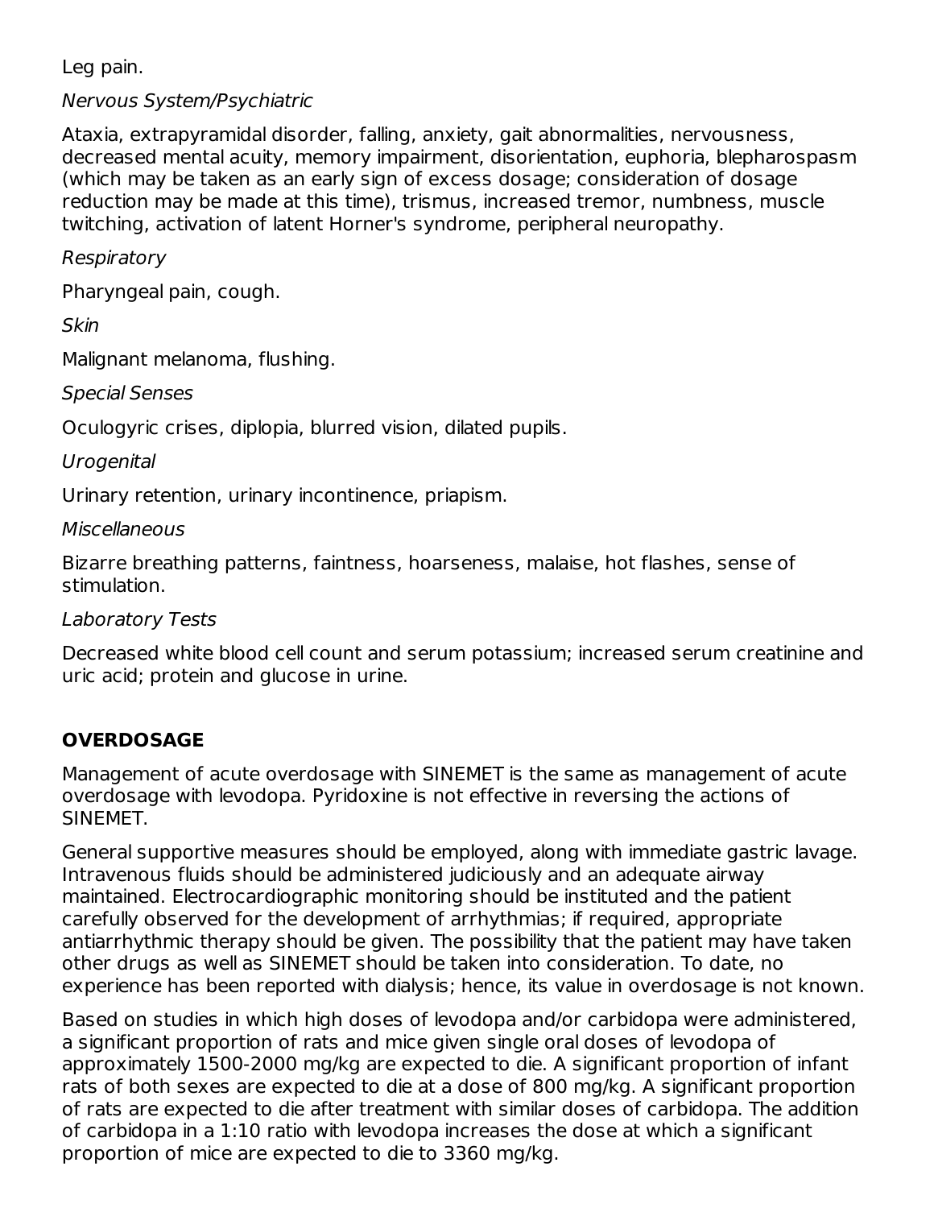Leg pain.

*Nervous System/Psychiatric*

Ataxia, extrapyramidal disorder, falling, anxiety, gait abnormalities, nervousness, decreased mental acuity, memory impairment, disorientation, euphoria, blepharospasm (which may be taken as an early sign of excess dosage; consideration of dosage reduction may be made at this time), trismus, increased tremor, numbness, muscle twitching, activation of latent Horner's syndrome, peripheral neuropathy.

*Respiratory*

Pharyngeal pain, cough.

*Skin*

Malignant melanoma, flushing.

*Special Senses*

Oculogyric crises, diplopia, blurred vision, dilated pupils.

*Urogenital*

Urinary retention, urinary incontinence, priapism.

*Miscellaneous*

Bizarre breathing patterns, faintness, hoarseness, malaise, hot flashes, sense of stimulation.

*Laboratory Tests*

Decreased white blood cell count and serum potassium; increased serum creatinine and uric acid; protein and glucose in urine.

## OVERDOSAGE

Management of acute overdosage with SINEMET is the same as management of acute overdosage with levodopa. Pyridoxine is not effective in reversing the actions of SINEMET.

General supportive measures should be employed, along with immediate gastric lavage. Intravenous fluids should be administered judiciously and an adequate airway maintained. Electrocardiographic monitoring should be instituted and the patient carefully observed for the development of arrhythmias; if required, appropriate antiarrhythmic therapy should be given. The possibility that the patient may have taken other drugs as well as SINEMET should be taken into consideration. To date, no experience has been reported with dialysis; hence, its value in overdosage is not known.

Based on studies in which high doses of levodopa and/or carbidopa were administered, a significant proportion of rats and mice given single oral doses of levodopa of approximately 1500-2000 mg/kg are expected to die. A significant proportion of infant rats of both sexes are expected to die at a dose of 800 mg/kg. A significant proportion of rats are expected to die after treatment with similar doses of carbidopa. The addition of carbidopa in a 1:10 ratio with levodopa increases the dose at which a significant proportion of mice are expected to die to 3360 mg/kg.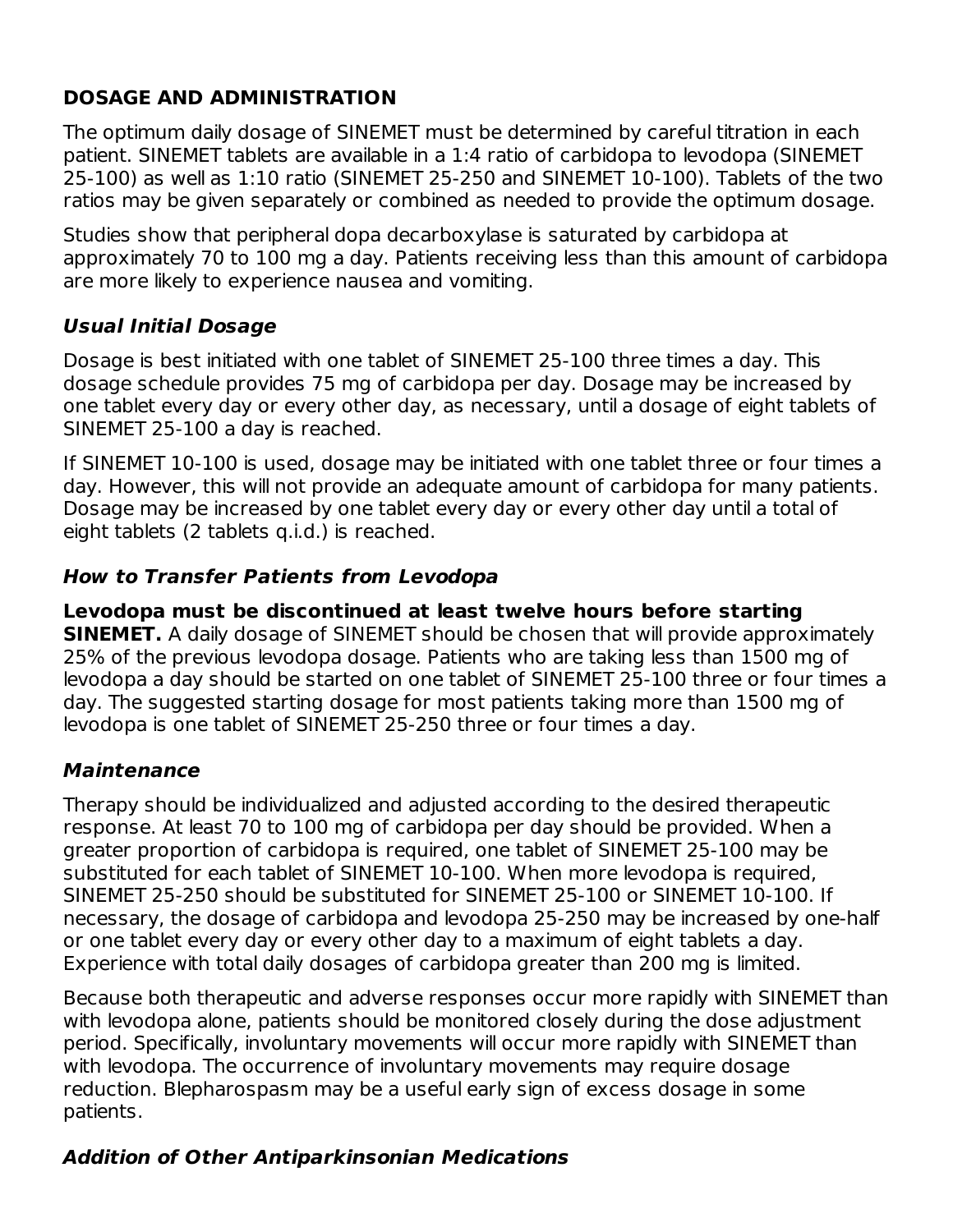## DOSAGE AND ADMINISTRATION

The optimum daily dosage of SINEMET must be determined by careful titration in each patient. SINEMET tablets are available in a 1:4 ratio of carbidopa to levodopa (SINEMET 25-100) as well as 1:10 ratio (SINEMET 25-250 and SINEMET 10-100). Tablets of the two ratios may be given separately or combined as needed to provide the optimum dosage.

Studies show that peripheral dopa decarboxylase is saturated by carbidopa at approximately 70 to 100 mg a day. Patients receiving less than this amount of carbidopa are more likely to experience nausea and vomiting.

### *Usual Initial Dosage*

Dosage is best initiated with one tablet of SINEMET 25-100 three times a day. This dosage schedule provides 75 mg of carbidopa per day. Dosage may be increased by one tablet every day or every other day, as necessary, until a dosage of eight tablets of SINEMET 25-100 a day is reached.

If SINEMET 10-100 is used, dosage may be initiated with one tablet three or four times a day. However, this will not provide an adequate amount of carbidopa for many patients. Dosage may be increased by one tablet every day or every other day until a total of eight tablets (2 tablets q.i.d.) is reached.

### *How to Transfer Patients from Levodopa*

**Levodopa must be discontinued at least twelve hours before starting SINEMET.** A daily dosage of SINEMET should be chosen that will provide approximately 25% of the previous levodopa dosage. Patients who are taking less than 1500 mg of levodopa a day should be started on one tablet of SINEMET 25-100 three or four times a day. The suggested starting dosage for most patients taking more than 1500 mg of levodopa is one tablet of SINEMET 25-250 three or four times a day.

### *Maintenance*

Therapy should be individualized and adjusted according to the desired therapeutic response. At least 70 to 100 mg of carbidopa per day should be provided. When a greater proportion of carbidopa is required, one tablet of SINEMET 25-100 may be substituted for each tablet of SINEMET 10-100. When more levodopa is required, SINEMET 25-250 should be substituted for SINEMET 25-100 or SINEMET 10-100. If necessary, the dosage of carbidopa and levodopa 25-250 may be increased by one-half or one tablet every day or every other day to a maximum of eight tablets a day. Experience with total daily dosages of carbidopa greater than 200 mg is limited.

Because both therapeutic and adverse responses occur more rapidly with SINEMET than with levodopa alone, patients should be monitored closely during the dose adjustment period. Specifically, involuntary movements will occur more rapidly with SINEMET than with levodopa. The occurrence of involuntary movements may require dosage reduction. Blepharospasm may be a useful early sign of excess dosage in some patients.

### *Addition of Other Antiparkinsonian Medications*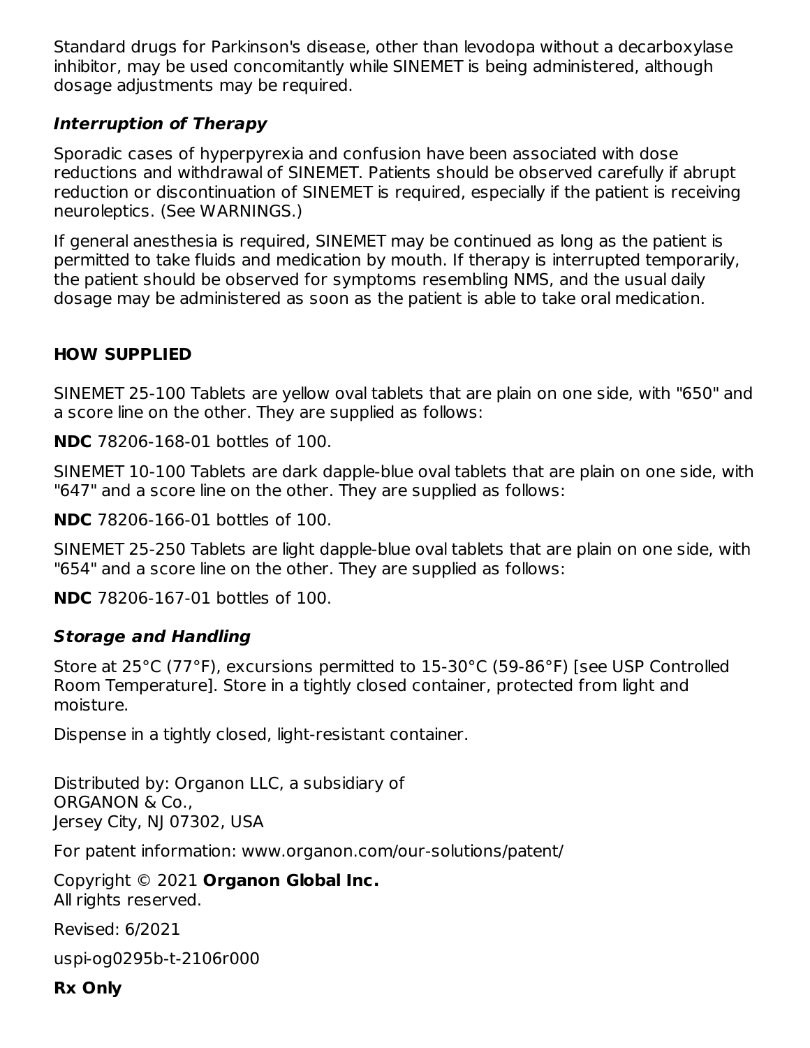Standard drugs for Parkinson's disease, other than levodopa without a decarboxylase inhibitor, may be used concomitantly while SINEMET is being administered, although dosage adjustments may be required.

### *Interruption of Therapy*

Sporadic cases of hyperpyrexia and confusion have been associated with dose reductions and withdrawal of SINEMET. Patients should be observed carefully if abrupt reduction or discontinuation of SINEMET is required, especially if the patient is receiving neuroleptics. (See WARNINGS.)

If general anesthesia is required, SINEMET may be continued as long as the patient is permitted to take fluids and medication by mouth. If therapy is interrupted temporarily, the patient should be observed for symptoms resembling NMS, and the usual daily dosage may be administered as soon as the patient is able to take oral medication.

## HOW SUPPLIED

SINEMET 25-100 Tablets are yellow oval tablets that are plain on one side, with "650" and a score line on the other. They are supplied as follows:

**NDC** 78206-168-01 bottles of 100.

SINEMET 10-100 Tablets are dark dapple-blue oval tablets that are plain on one side, with "647" and a score line on the other. They are supplied as follows:

**NDC** 78206-166-01 bottles of 100.

SINEMET 25-250 Tablets are light dapple-blue oval tablets that are plain on one side, with "654" and a score line on the other. They are supplied as follows:

**NDC** 78206-167-01 bottles of 100.

### *Storage and Handling*

Store at 25°C (77°F), excursions permitted to 15-30°C (59-86°F) [see USP Controlled Room Temperature]. Store in a tightly closed container, protected from light and moisture.

Dispense in a tightly closed, light-resistant container.

Distributed by: Organon LLC, a subsidiary of
ORGANON & Co.,
Jersey City, NJ 07302, USA

For patent information: www.organon.com/our-solutions/patent/

Copyright © 2021 **Organon Global Inc.**
All rights reserved.

Revised: 6/2021

uspi-og0295b-t-2106r000

**Rx Only**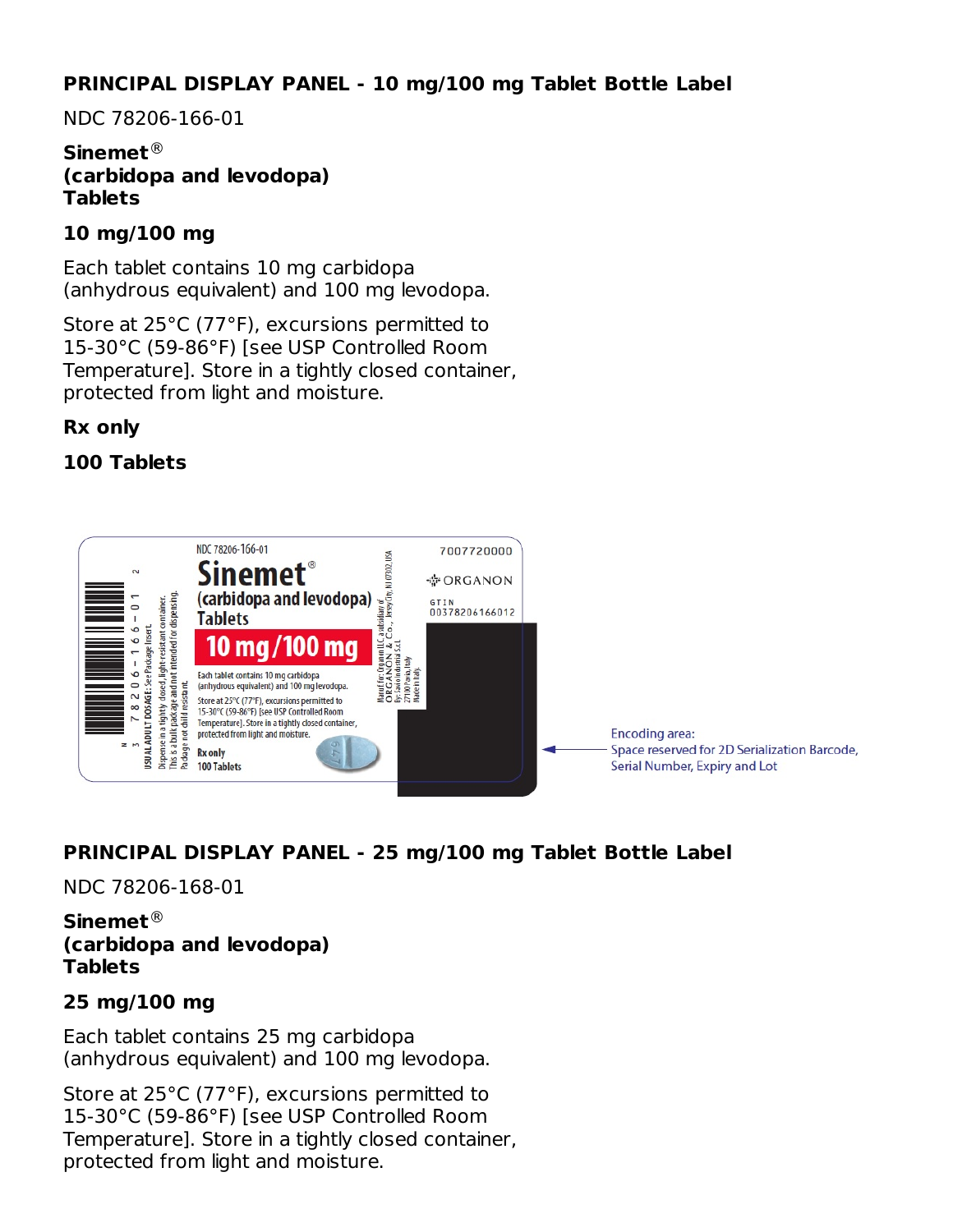## PRINCIPAL DISPLAY PANEL - 10 mg/100 mg Tablet Bottle Label

NDC 78206-166-01

**Sinemet®**
**(carbidopa and levodopa)**
**Tablets**

**10 mg/100 mg**

Each tablet contains 10 mg carbidopa (anhydrous equivalent) and 100 mg levodopa.

Store at 25°C (77°F), excursions permitted to 15-30°C (59-86°F) [see USP Controlled Room Temperature]. Store in a tightly closed container, protected from light and moisture.

**Rx only**

**100 Tablets**

## PRINCIPAL DISPLAY PANEL - 25 mg/100 mg Tablet Bottle Label

NDC 78206-168-01

**Sinemet®**
**(carbidopa and levodopa)**
**Tablets**

**25 mg/100 mg**

Each tablet contains 25 mg carbidopa (anhydrous equivalent) and 100 mg levodopa.

Store at 25°C (77°F), excursions permitted to 15-30°C (59-86°F) [see USP Controlled Room Temperature]. Store in a tightly closed container, protected from light and moisture.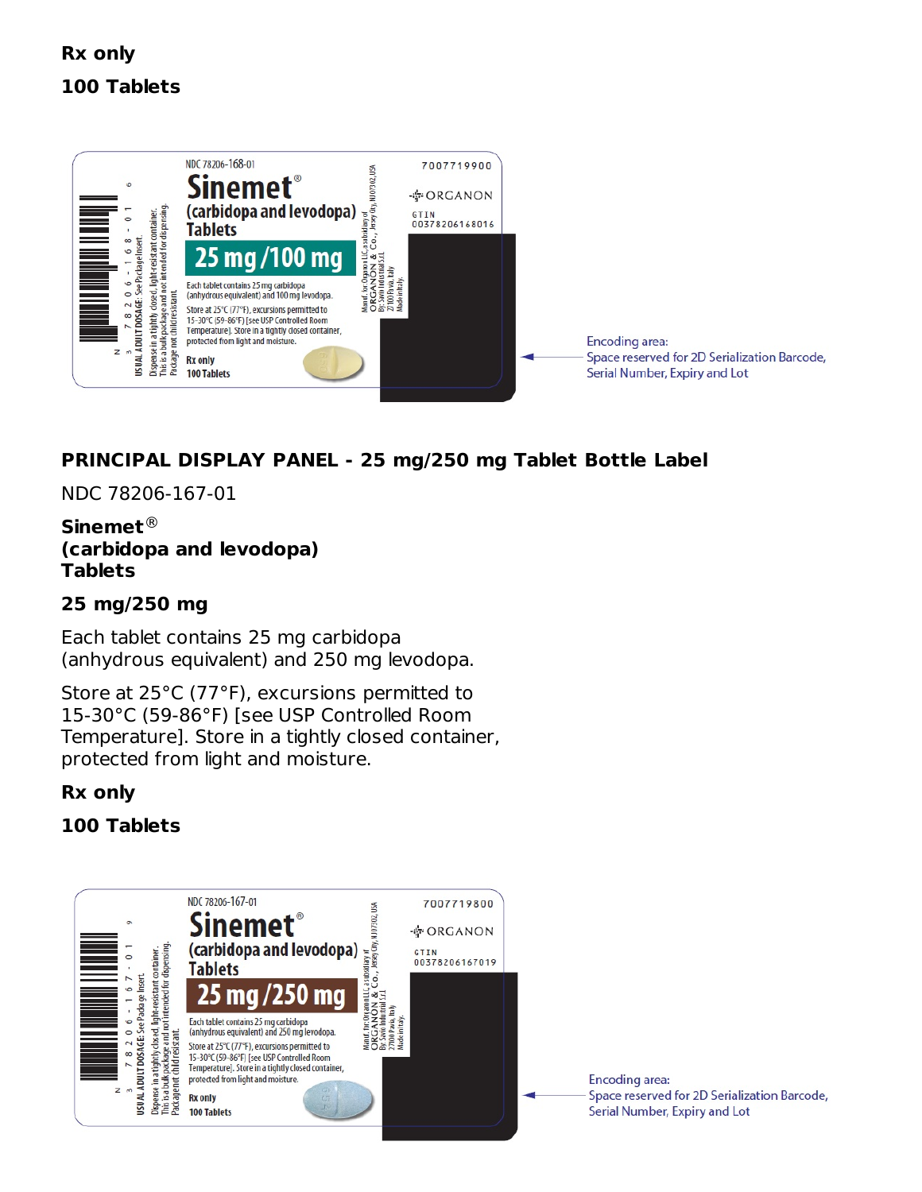**Rx only**

**100 Tablets**

Encoding area:
Space reserved for 2D Serialization Barcode, Serial Number, Expiry and Lot

## PRINCIPAL DISPLAY PANEL - 25 mg/250 mg Tablet Bottle Label

NDC 78206-167-01

**Sinemet®**
**(carbidopa and levodopa)**
**Tablets**

**25 mg/250 mg**

Each tablet contains 25 mg carbidopa (anhydrous equivalent) and 250 mg levodopa.

Store at 25°C (77°F), excursions permitted to 15-30°C (59-86°F) [see USP Controlled Room Temperature]. Store in a tightly closed container, protected from light and moisture.

**Rx only**

**100 Tablets**

Encoding area:
Space reserved for 2D Serialization Barcode, Serial Number, Expiry and Lot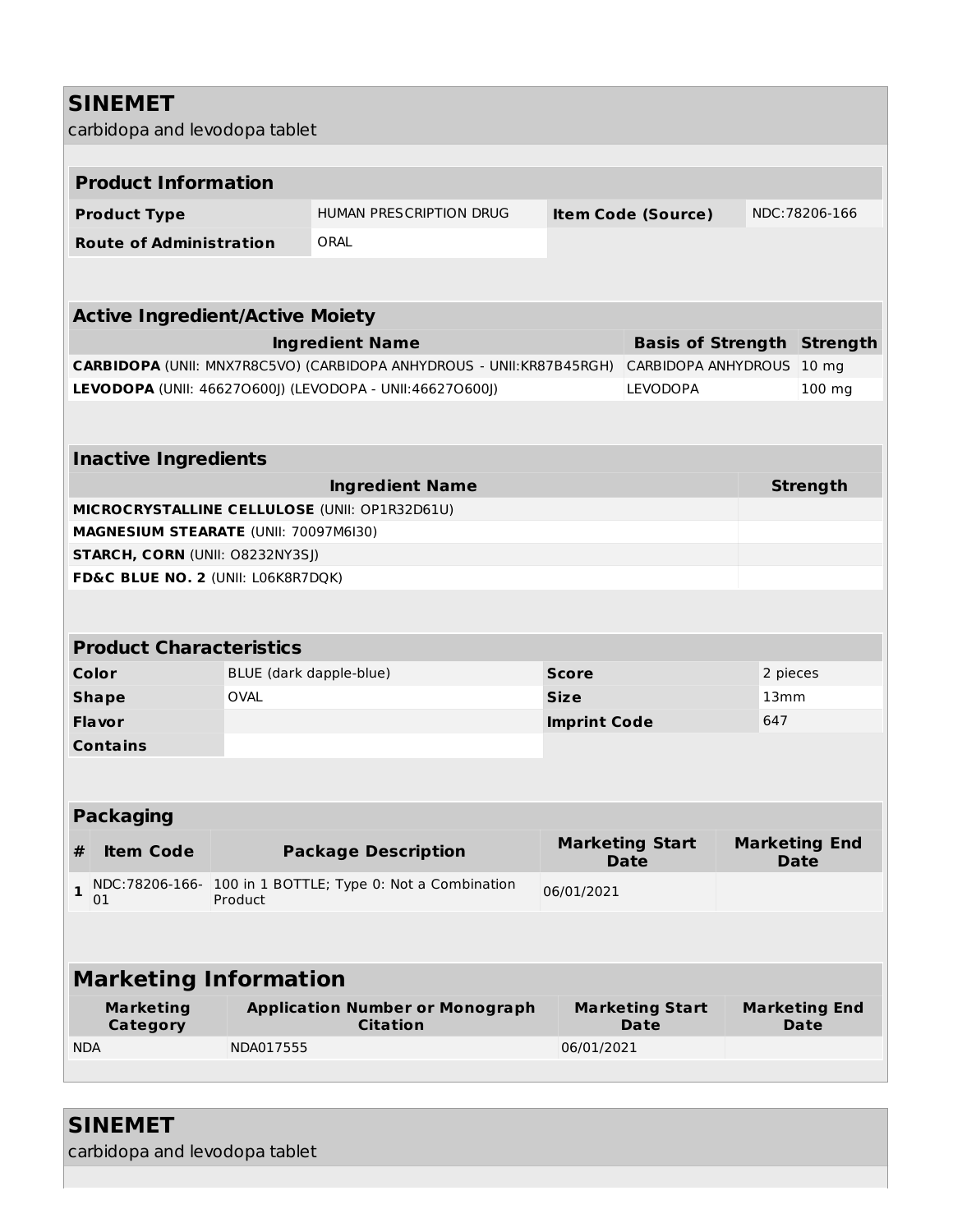# SINEMET

carbidopa and levodopa tablet

## Product Information

| Product Type | HUMAN PRESCRIPTION DRUG | Item Code (Source) | NDC:78206-166 |
|---|---|---|---|
| Route of Administration | ORAL | | |

## Active Ingredient/Active Moiety

| Ingredient Name | Basis of Strength | Strength |
|---|---|---|
| **CARBIDOPA** (UNII: MNX7R8C5VO) (CARBIDOPA ANHYDROUS - UNII:KR87B45RGH) | CARBIDOPA ANHYDROUS | 10 mg |
| **LEVODOPA** (UNII: 46627O600J) (LEVODOPA - UNII:46627O600J) | LEVODOPA | 100 mg |

## Inactive Ingredients

| Ingredient Name | Strength |
|---|---|
| **MICROCRYSTALLINE CELLULOSE** (UNII: OP1R32D61U) | |
| **MAGNESIUM STEARATE** (UNII: 70097M6I30) | |
| **STARCH, CORN** (UNII: O8232NY3SJ) | |
| **FD&C BLUE NO. 2** (UNII: L06K8R7DQK) | |

## Product Characteristics

| Color | BLUE (dark dapple-blue) | Score | 2 pieces |
|---|---|---|---|
| Shape | OVAL | Size | 13mm |
| Flavor | | Imprint Code | 647 |
| Contains | | | |

## Packaging

| # | Item Code | Package Description | Marketing Start Date | Marketing End Date |
|---|---|---|---|---|
| 1 | NDC:78206-166-01 | 100 in 1 BOTTLE; Type 0: Not a Combination Product | 06/01/2021 | |

## Marketing Information

| Marketing Category | Application Number or Monograph Citation | Marketing Start Date | Marketing End Date |
|---|---|---|---|
| NDA | NDA017555 | 06/01/2021 | |

# SINEMET

carbidopa and levodopa tablet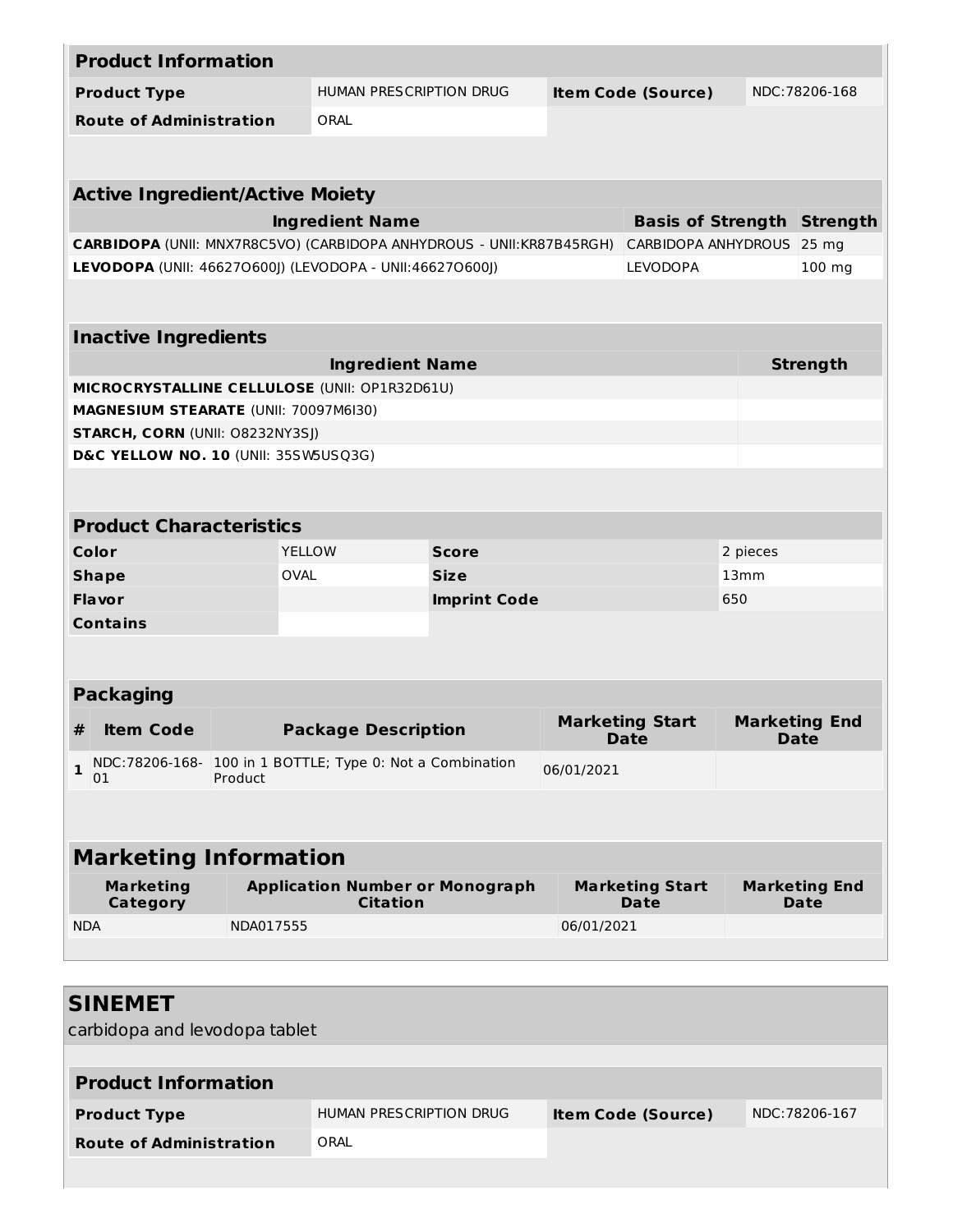## Product Information

| Product Type | HUMAN PRESCRIPTION DRUG | Item Code (Source) | NDC:78206-168 |
|---|---|---|---|
| Route of Administration | ORAL | | |

## Active Ingredient/Active Moiety

| Ingredient Name | Basis of Strength | Strength |
|---|---|---|
| **CARBIDOPA** (UNII: MNX7R8C5VO) (CARBIDOPA ANHYDROUS - UNII:KR87B45RGH) | CARBIDOPA ANHYDROUS | 25 mg |
| **LEVODOPA** (UNII: 46627O600J) (LEVODOPA - UNII:46627O600J) | LEVODOPA | 100 mg |

## Inactive Ingredients

| Ingredient Name | Strength |
|---|---|
| **MICROCRYSTALLINE CELLULOSE** (UNII: OP1R32D61U) | |
| **MAGNESIUM STEARATE** (UNII: 70097M6I30) | |
| **STARCH, CORN** (UNII: O8232NY3SJ) | |
| **D&C YELLOW NO. 10** (UNII: 35SW5USQ3G) | |

## Product Characteristics

| | | | |
|---|---|---|---|
| Color | YELLOW | Score | 2 pieces |
| Shape | OVAL | Size | 13mm |
| Flavor | | Imprint Code | 650 |
| Contains | | | |

## Packaging

| # | Item Code | Package Description | Marketing Start Date | Marketing End Date |
|---|---|---|---|---|
| 1 | NDC:78206-168-01 | 100 in 1 BOTTLE; Type 0: Not a Combination Product | 06/01/2021 | |

## Marketing Information

| Marketing Category | Application Number or Monograph Citation | Marketing Start Date | Marketing End Date |
|---|---|---|---|
| NDA | NDA017555 | 06/01/2021 | |

# SINEMET

carbidopa and levodopa tablet

## Product Information

| Product Type | HUMAN PRESCRIPTION DRUG | Item Code (Source) | NDC:78206-167 |
|---|---|---|---|
| Route of Administration | ORAL | | |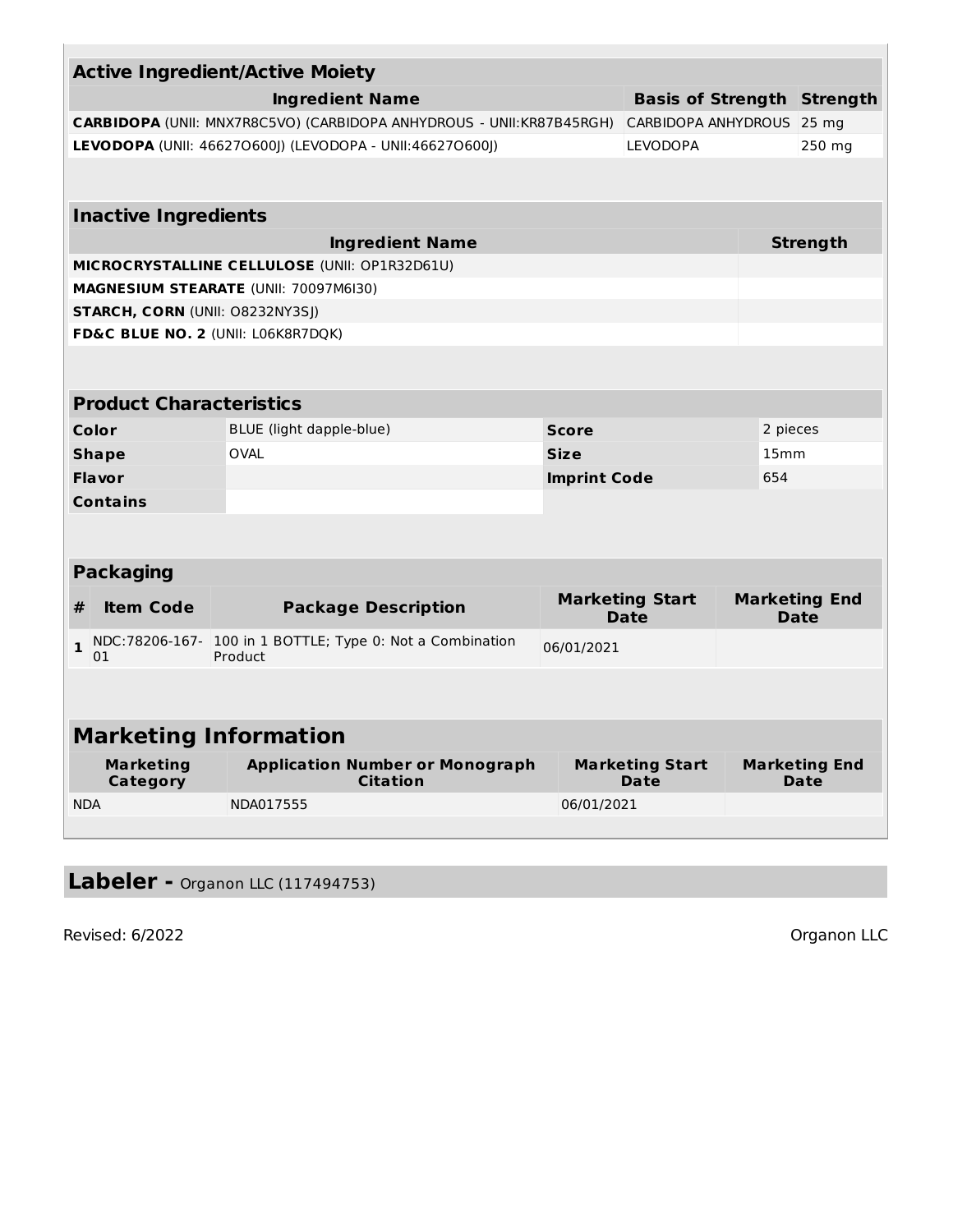| Active Ingredient/Active Moiety | | |
|---|---|---|
| **Ingredient Name** | **Basis of Strength** | **Strength** |
| **CARBIDOPA** (UNII: MNX7R8C5VO) (CARBIDOPA ANHYDROUS - UNII:KR87B45RGH) | CARBIDOPA ANHYDROUS | 25 mg |
| **LEVODOPA** (UNII: 46627O600J) (LEVODOPA - UNII:46627O600J) | LEVODOPA | 250 mg |

| Inactive Ingredients | |
|---|---|
| **Ingredient Name** | **Strength** |
| **MICROCRYSTALLINE CELLULOSE** (UNII: OP1R32D61U) | |
| **MAGNESIUM STEARATE** (UNII: 70097M6I30) | |
| **STARCH, CORN** (UNII: O8232NY3SJ) | |
| **FD&C BLUE NO. 2** (UNII: L06K8R7DQK) | |

| Product Characteristics | | | |
|---|---|---|---|
| **Color** | BLUE (light dapple-blue) | **Score** | 2 pieces |
| **Shape** | OVAL | **Size** | 15mm |
| **Flavor** | | **Imprint Code** | 654 |
| **Contains** | | | |

| Packaging | | | | |
|---|---|---|---|---|
| **#** | **Item Code** | **Package Description** | **Marketing Start Date** | **Marketing End Date** |
| **1** | NDC:78206-167-01 | 100 in 1 BOTTLE; Type 0: Not a Combination Product | 06/01/2021 | |

| Marketing Information | | | |
|---|---|---|---|
| **Marketing Category** | **Application Number or Monograph Citation** | **Marketing Start Date** | **Marketing End Date** |
| NDA | NDA017555 | 06/01/2021 | |

## Labeler - Organon LLC (117494753)

Revised: 6/2022

Organon LLC